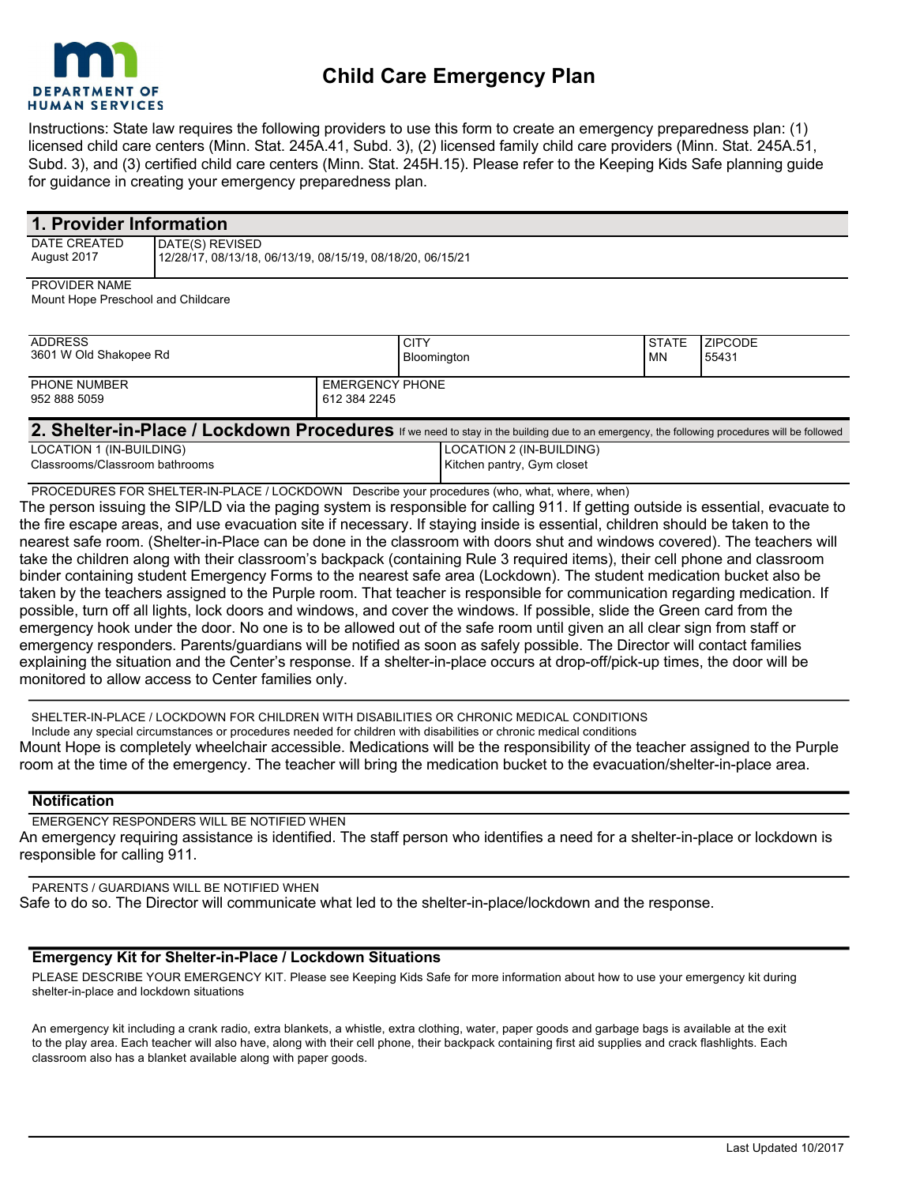DEPARTMENT OF HUMAN SERVICES

# Child Care Emergency Plan

Instructions: State law requires the following providers to use this form to create an emergency preparedness plan: (1) licensed child care centers (Minn. Stat. 245A.41, Subd. 3), (2) licensed family child care providers (Minn. Stat. 245A.51, Subd. 3), and (3) certified child care centers (Minn. Stat. 245H.15). Please refer to the Keeping Kids Safe planning guide for guidance in creating your emergency preparedness plan.

## 1. Provider Information

| DATE CREATED | DATE(S) REVISED |
|---|---|
| August 2017 | 12/28/17, 08/13/18, 06/13/19, 08/15/19, 08/18/20, 06/15/21 |

PROVIDER NAME
Mount Hope Preschool and Childcare

| ADDRESS | CITY | STATE | ZIPCODE |
|---|---|---|---|
| 3601 W Old Shakopee Rd | Bloomington | MN | 55431 |

| PHONE NUMBER | EMERGENCY PHONE |
|---|---|
| 952 888 5059 | 612 384 2245 |

## 2. Shelter-in-Place / Lockdown Procedures

If we need to stay in the building due to an emergency, the following procedures will be followed

| LOCATION 1 (IN-BUILDING) | LOCATION 2 (IN-BUILDING) |
|---|---|
| Classrooms/Classroom bathrooms | Kitchen pantry, Gym closet |

PROCEDURES FOR SHELTER-IN-PLACE / LOCKDOWN Describe your procedures (who, what, where, when)

The person issuing the SIP/LD via the paging system is responsible for calling 911. If getting outside is essential, evacuate to the fire escape areas, and use evacuation site if necessary. If staying inside is essential, children should be taken to the nearest safe room. (Shelter-in-Place can be done in the classroom with doors shut and windows covered). The teachers will take the children along with their classroom's backpack (containing Rule 3 required items), their cell phone and classroom binder containing student Emergency Forms to the nearest safe area (Lockdown). The student medication bucket also be taken by the teachers assigned to the Purple room. That teacher is responsible for communication regarding medication. If possible, turn off all lights, lock doors and windows, and cover the windows. If possible, slide the Green card from the emergency hook under the door. No one is to be allowed out of the safe room until given an all clear sign from staff or emergency responders. Parents/guardians will be notified as soon as safely possible. The Director will contact families explaining the situation and the Center's response. If a shelter-in-place occurs at drop-off/pick-up times, the door will be monitored to allow access to Center families only.

SHELTER-IN-PLACE / LOCKDOWN FOR CHILDREN WITH DISABILITIES OR CHRONIC MEDICAL CONDITIONS
Include any special circumstances or procedures needed for children with disabilities or chronic medical conditions

Mount Hope is completely wheelchair accessible. Medications will be the responsibility of the teacher assigned to the Purple room at the time of the emergency. The teacher will bring the medication bucket to the evacuation/shelter-in-place area.

### Notification

EMERGENCY RESPONDERS WILL BE NOTIFIED WHEN

An emergency requiring assistance is identified. The staff person who identifies a need for a shelter-in-place or lockdown is responsible for calling 911.

PARENTS / GUARDIANS WILL BE NOTIFIED WHEN

Safe to do so. The Director will communicate what led to the shelter-in-place/lockdown and the response.

### Emergency Kit for Shelter-in-Place / Lockdown Situations

PLEASE DESCRIBE YOUR EMERGENCY KIT. Please see Keeping Kids Safe for more information about how to use your emergency kit during shelter-in-place and lockdown situations

An emergency kit including a crank radio, extra blankets, a whistle, extra clothing, water, paper goods and garbage bags is available at the exit to the play area. Each teacher will also have, along with their cell phone, their backpack containing first aid supplies and crack flashlights. Each classroom also has a blanket available along with paper goods.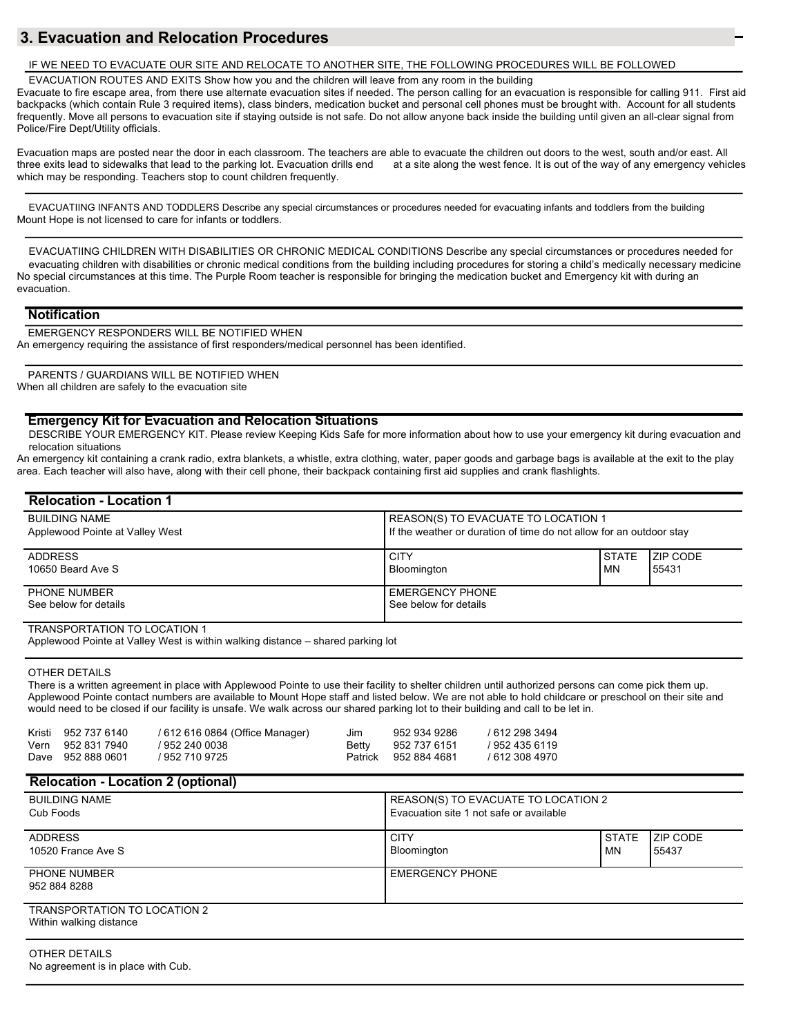## 3. Evacuation and Relocation Procedures

IF WE NEED TO EVACUATE OUR SITE AND RELOCATE TO ANOTHER SITE, THE FOLLOWING PROCEDURES WILL BE FOLLOWED

EVACUATION ROUTES AND EXITS Show how you and the children will leave from any room in the building

Evacuate to fire escape area, from there use alternate evacuation sites if needed. The person calling for an evacuation is responsible for calling 911. First aid backpacks (which contain Rule 3 required items), class binders, medication bucket and personal cell phones must be brought with. Account for all students frequently. Move all persons to evacuation site if staying outside is not safe. Do not allow anyone back inside the building until given an all-clear signal from Police/Fire Dept/Utility officials.

Evacuation maps are posted near the door in each classroom. The teachers are able to evacuate the children out doors to the west, south and/or east. All three exits lead to sidewalks that lead to the parking lot. Evacuation drills end at a site along the west fence. It is out of the way of any emergency vehicles which may be responding. Teachers stop to count children frequently.

EVACUATIING INFANTS AND TODDLERS Describe any special circumstances or procedures needed for evacuating infants and toddlers from the building

Mount Hope is not licensed to care for infants or toddlers.

EVACUATIING CHILDREN WITH DISABILITIES OR CHRONIC MEDICAL CONDITIONS Describe any special circumstances or procedures needed for evacuating children with disabilities or chronic medical conditions from the building including procedures for storing a child's medically necessary medicine

No special circumstances at this time. The Purple Room teacher is responsible for bringing the medication bucket and Emergency kit with during an evacuation.

### Notification

EMERGENCY RESPONDERS WILL BE NOTIFIED WHEN

An emergency requiring the assistance of first responders/medical personnel has been identified.

PARENTS / GUARDIANS WILL BE NOTIFIED WHEN

When all children are safely to the evacuation site

### Emergency Kit for Evacuation and Relocation Situations

DESCRIBE YOUR EMERGENCY KIT. Please review Keeping Kids Safe for more information about how to use your emergency kit during evacuation and relocation situations

An emergency kit containing a crank radio, extra blankets, a whistle, extra clothing, water, paper goods and garbage bags is available at the exit to the play area. Each teacher will also have, along with their cell phone, their backpack containing first aid supplies and crank flashlights.

### Relocation - Location 1

| BUILDING NAME | REASON(S) TO EVACUATE TO LOCATION 1 | | |
|---|---|---|---|
| Applewood Pointe at Valley West | If the weather or duration of time do not allow for an outdoor stay | | |
| **ADDRESS** | **CITY** | **STATE** | **ZIP CODE** |
| 10650 Beard Ave S | Bloomington | MN | 55431 |
| **PHONE NUMBER** | **EMERGENCY PHONE** | | |
| See below for details | See below for details | | |

TRANSPORTATION TO LOCATION 1

Applewood Pointe at Valley West is within walking distance – shared parking lot

OTHER DETAILS

There is a written agreement in place with Applewood Pointe to use their facility to shelter children until authorized persons can come pick them up. Applewood Pointe contact numbers are available to Mount Hope staff and listed below. We are not able to hold childcare or preschool on their site and would need to be closed if our facility is unsafe. We walk across our shared parking lot to their building and call to be let in.

| | | | | | |
|---|---|---|---|---|---|
| Kristi | 952 737 6140 | / 612 616 0864 (Office Manager) | Jim | 952 934 9286 | / 612 298 3494 |
| Vern | 952 831 7940 | / 952 240 0038 | Betty | 952 737 6151 | / 952 435 6119 |
| Dave | 952 888 0601 | / 952 710 9725 | Patrick | 952 884 4681 | / 612 308 4970 |

### Relocation - Location 2 (optional)

| BUILDING NAME | REASON(S) TO EVACUATE TO LOCATION 2 | | |
|---|---|---|---|
| Cub Foods | Evacuation site 1 not safe or available | | |
| **ADDRESS** | **CITY** | **STATE** | **ZIP CODE** |
| 10520 France Ave S | Bloomington | MN | 55437 |
| **PHONE NUMBER** | **EMERGENCY PHONE** | | |
| 952 884 8288 | | | |

TRANSPORTATION TO LOCATION 2

Within walking distance

OTHER DETAILS

No agreement is in place with Cub.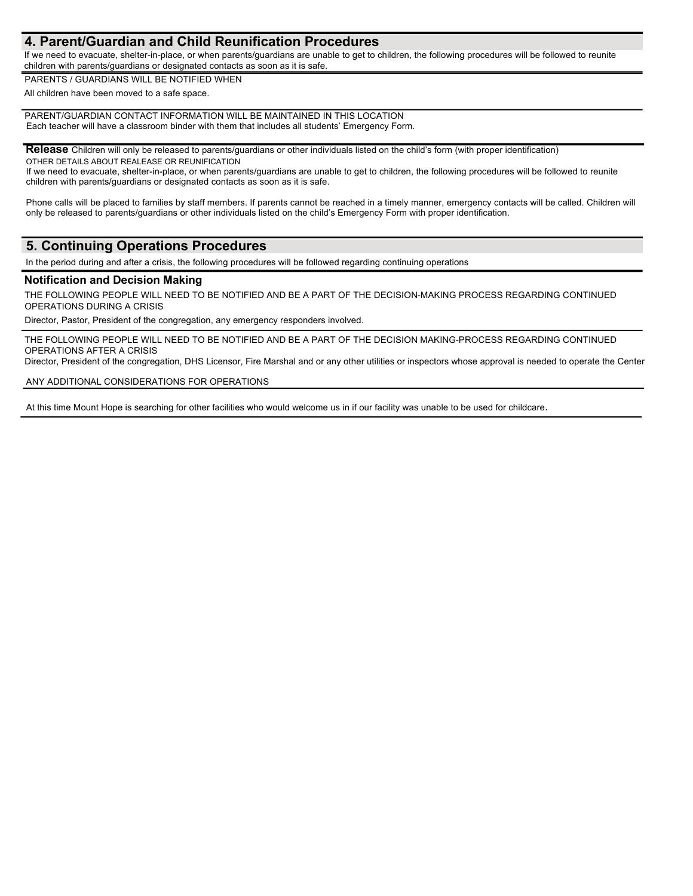## 4. Parent/Guardian and Child Reunification Procedures

If we need to evacuate, shelter-in-place, or when parents/guardians are unable to get to children, the following procedures will be followed to reunite children with parents/guardians or designated contacts as soon as it is safe.

PARENTS / GUARDIANS WILL BE NOTIFIED WHEN

All children have been moved to a safe space.

PARENT/GUARDIAN CONTACT INFORMATION WILL BE MAINTAINED IN THIS LOCATION

Each teacher will have a classroom binder with them that includes all students' Emergency Form.

**Release** Children will only be released to parents/guardians or other individuals listed on the child's form (with proper identification)

OTHER DETAILS ABOUT REALEASE OR REUNIFICATION

If we need to evacuate, shelter-in-place, or when parents/guardians are unable to get to children, the following procedures will be followed to reunite children with parents/guardians or designated contacts as soon as it is safe.

Phone calls will be placed to families by staff members. If parents cannot be reached in a timely manner, emergency contacts will be called. Children will only be released to parents/guardians or other individuals listed on the child's Emergency Form with proper identification.

## 5. Continuing Operations Procedures

In the period during and after a crisis, the following procedures will be followed regarding continuing operations

### Notification and Decision Making

THE FOLLOWING PEOPLE WILL NEED TO BE NOTIFIED AND BE A PART OF THE DECISION-MAKING PROCESS REGARDING CONTINUED OPERATIONS DURING A CRISIS

Director, Pastor, President of the congregation, any emergency responders involved.

THE FOLLOWING PEOPLE WILL NEED TO BE NOTIFIED AND BE A PART OF THE DECISION MAKING-PROCESS REGARDING CONTINUED OPERATIONS AFTER A CRISIS

Director, President of the congregation, DHS Licensor, Fire Marshal and or any other utilities or inspectors whose approval is needed to operate the Center

ANY ADDITIONAL CONSIDERATIONS FOR OPERATIONS

At this time Mount Hope is searching for other facilities who would welcome us in if our facility was unable to be used for childcare.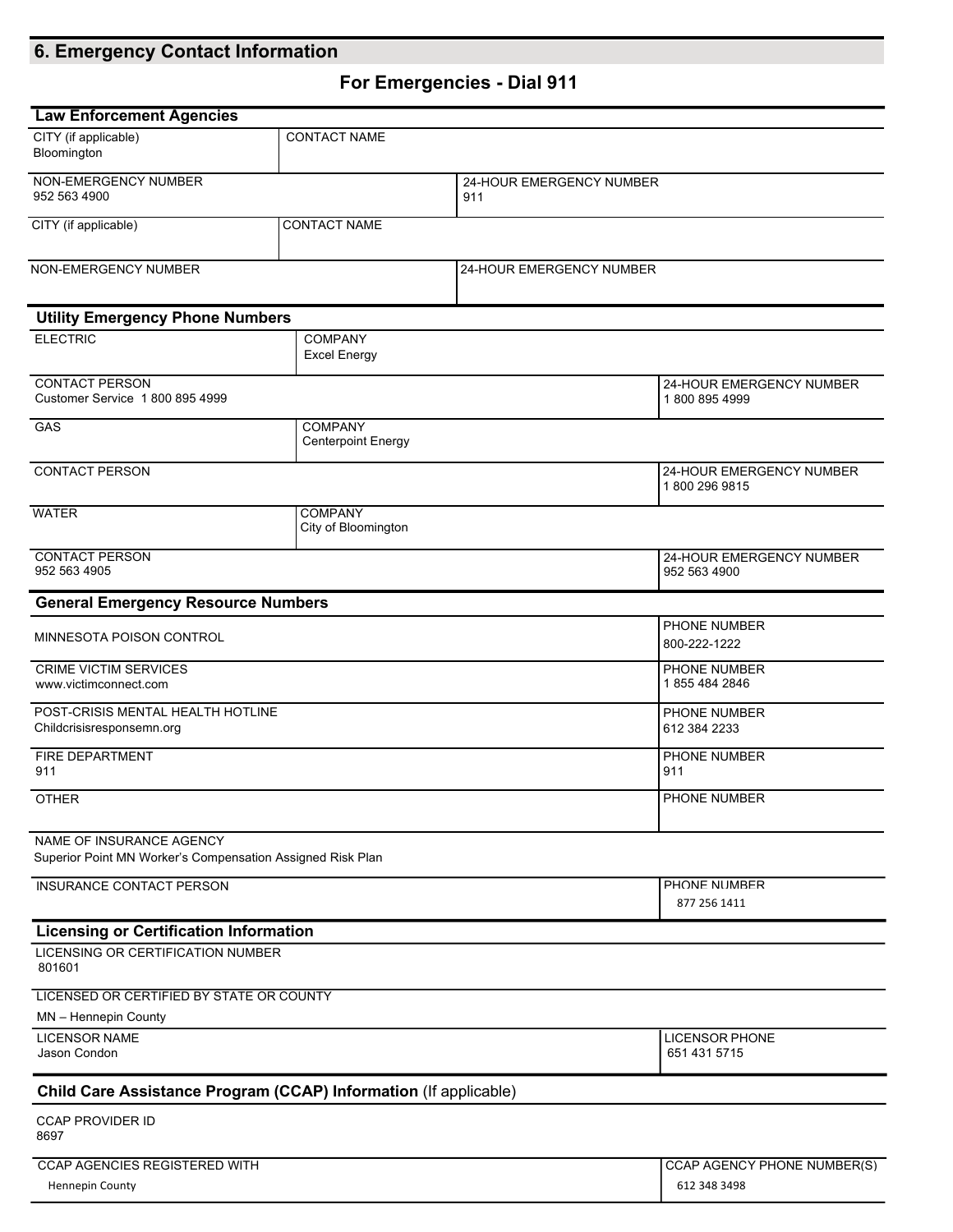## 6. Emergency Contact Information

### For Emergencies - Dial 911

### Law Enforcement Agencies

| CITY (if applicable) | CONTACT NAME |
|---|---|
| Bloomington | |

| NON-EMERGENCY NUMBER | 24-HOUR EMERGENCY NUMBER |
|---|---|
| 952 563 4900 | 911 |

| CITY (if applicable) | CONTACT NAME |
|---|---|
| | |

| NON-EMERGENCY NUMBER | 24-HOUR EMERGENCY NUMBER |
|---|---|
| | |

### Utility Emergency Phone Numbers

| ELECTRIC | COMPANY |
|---|---|
| | Excel Energy |

| CONTACT PERSON | 24-HOUR EMERGENCY NUMBER |
|---|---|
| Customer Service 1 800 895 4999 | 1 800 895 4999 |

| GAS | COMPANY |
|---|---|
| | Centerpoint Energy |

| CONTACT PERSON | 24-HOUR EMERGENCY NUMBER |
|---|---|
| | 1 800 296 9815 |

| WATER | COMPANY |
|---|---|
| | City of Bloomington |

| CONTACT PERSON | 24-HOUR EMERGENCY NUMBER |
|---|---|
| 952 563 4905 | 952 563 4900 |

### General Emergency Resource Numbers

| | PHONE NUMBER |
|---|---|
| MINNESOTA POISON CONTROL | 800-222-1222 |
| CRIME VICTIM SERVICES<br>www.victimconnect.com | 1 855 484 2846 |
| POST-CRISIS MENTAL HEALTH HOTLINE<br>Childcrisisresponsemn.org | 612 384 2233 |
| FIRE DEPARTMENT<br>911 | 911 |
| OTHER | |

NAME OF INSURANCE AGENCY
Superior Point MN Worker's Compensation Assigned Risk Plan

| INSURANCE CONTACT PERSON | PHONE NUMBER |
|---|---|
| | 877 256 1411 |

### Licensing or Certification Information

LICENSING OR CERTIFICATION NUMBER
801601

LICENSED OR CERTIFIED BY STATE OR COUNTY
MN – Hennepin County

| LICENSOR NAME | LICENSOR PHONE |
|---|---|
| Jason Condon | 651 431 5715 |

### Child Care Assistance Program (CCAP) Information (If applicable)

CCAP PROVIDER ID
8697

| CCAP AGENCIES REGISTERED WITH | CCAP AGENCY PHONE NUMBER(S) |
|---|---|
| Hennepin County | 612 348 3498 |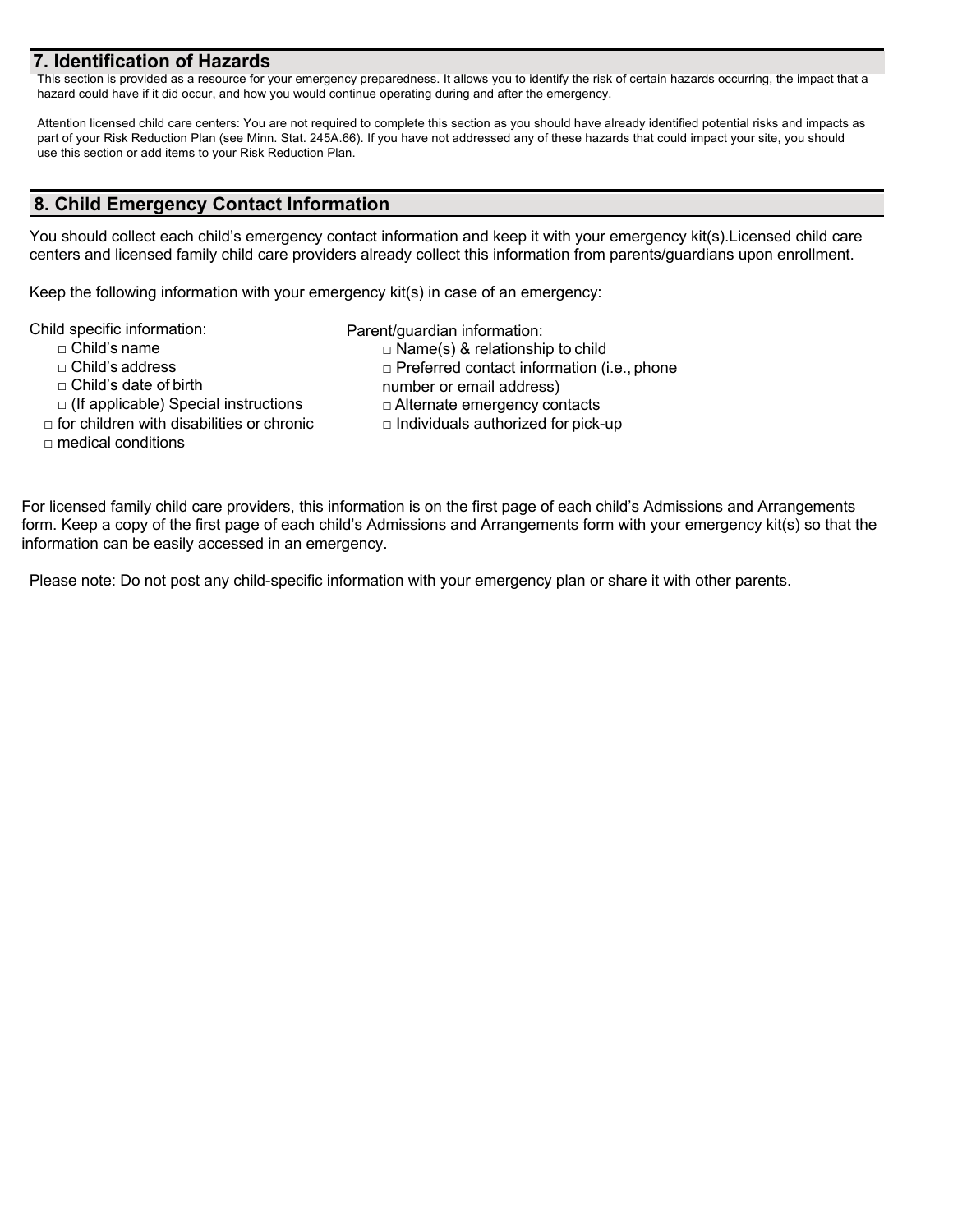## 7. Identification of Hazards

This section is provided as a resource for your emergency preparedness. It allows you to identify the risk of certain hazards occurring, the impact that a hazard could have if it did occur, and how you would continue operating during and after the emergency.

Attention licensed child care centers: You are not required to complete this section as you should have already identified potential risks and impacts as part of your Risk Reduction Plan (see Minn. Stat. 245A.66). If you have not addressed any of these hazards that could impact your site, you should use this section or add items to your Risk Reduction Plan.

## 8. Child Emergency Contact Information

You should collect each child's emergency contact information and keep it with your emergency kit(s).Licensed child care centers and licensed family child care providers already collect this information from parents/guardians upon enrollment.

Keep the following information with your emergency kit(s) in case of an emergency:

Child specific information:

- □ Child's name
- □ Child's address
- □ Child's date of birth
- □ (If applicable) Special instructions for children with disabilities or chronic medical conditions

Parent/guardian information:

- □ Name(s) & relationship to child
- □ Preferred contact information (i.e., phone number or email address)
- □ Alternate emergency contacts
- □ Individuals authorized for pick-up

For licensed family child care providers, this information is on the first page of each child's Admissions and Arrangements form. Keep a copy of the first page of each child's Admissions and Arrangements form with your emergency kit(s) so that the information can be easily accessed in an emergency.

Please note: Do not post any child-specific information with your emergency plan or share it with other parents.